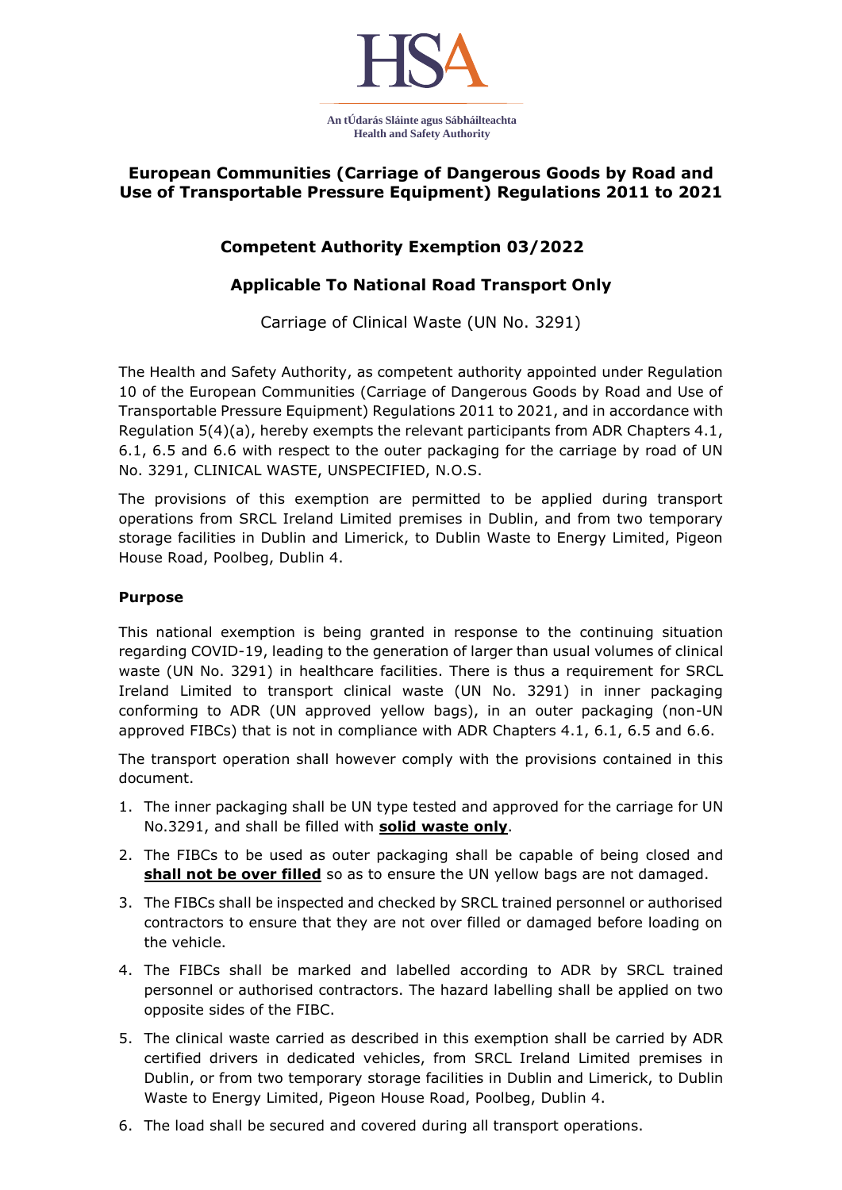HSA

An tÚdarás Sláinte agus Sábháilteachta
Health and Safety Authority

# European Communities (Carriage of Dangerous Goods by Road and Use of Transportable Pressure Equipment) Regulations 2011 to 2021

## Competent Authority Exemption 03/2022

## Applicable To National Road Transport Only

Carriage of Clinical Waste (UN No. 3291)

The Health and Safety Authority, as competent authority appointed under Regulation 10 of the European Communities (Carriage of Dangerous Goods by Road and Use of Transportable Pressure Equipment) Regulations 2011 to 2021, and in accordance with Regulation 5(4)(a), hereby exempts the relevant participants from ADR Chapters 4.1, 6.1, 6.5 and 6.6 with respect to the outer packaging for the carriage by road of UN No. 3291, CLINICAL WASTE, UNSPECIFIED, N.O.S.

The provisions of this exemption are permitted to be applied during transport operations from SRCL Ireland Limited premises in Dublin, and from two temporary storage facilities in Dublin and Limerick, to Dublin Waste to Energy Limited, Pigeon House Road, Poolbeg, Dublin 4.

### Purpose

This national exemption is being granted in response to the continuing situation regarding COVID-19, leading to the generation of larger than usual volumes of clinical waste (UN No. 3291) in healthcare facilities. There is thus a requirement for SRCL Ireland Limited to transport clinical waste (UN No. 3291) in inner packaging conforming to ADR (UN approved yellow bags), in an outer packaging (non-UN approved FIBCs) that is not in compliance with ADR Chapters 4.1, 6.1, 6.5 and 6.6.

The transport operation shall however comply with the provisions contained in this document.

1. The inner packaging shall be UN type tested and approved for the carriage for UN No.3291, and shall be filled with **solid waste only**.
2. The FIBCs to be used as outer packaging shall be capable of being closed and **shall not be over filled** so as to ensure the UN yellow bags are not damaged.
3. The FIBCs shall be inspected and checked by SRCL trained personnel or authorised contractors to ensure that they are not over filled or damaged before loading on the vehicle.
4. The FIBCs shall be marked and labelled according to ADR by SRCL trained personnel or authorised contractors. The hazard labelling shall be applied on two opposite sides of the FIBC.
5. The clinical waste carried as described in this exemption shall be carried by ADR certified drivers in dedicated vehicles, from SRCL Ireland Limited premises in Dublin, or from two temporary storage facilities in Dublin and Limerick, to Dublin Waste to Energy Limited, Pigeon House Road, Poolbeg, Dublin 4.
6. The load shall be secured and covered during all transport operations.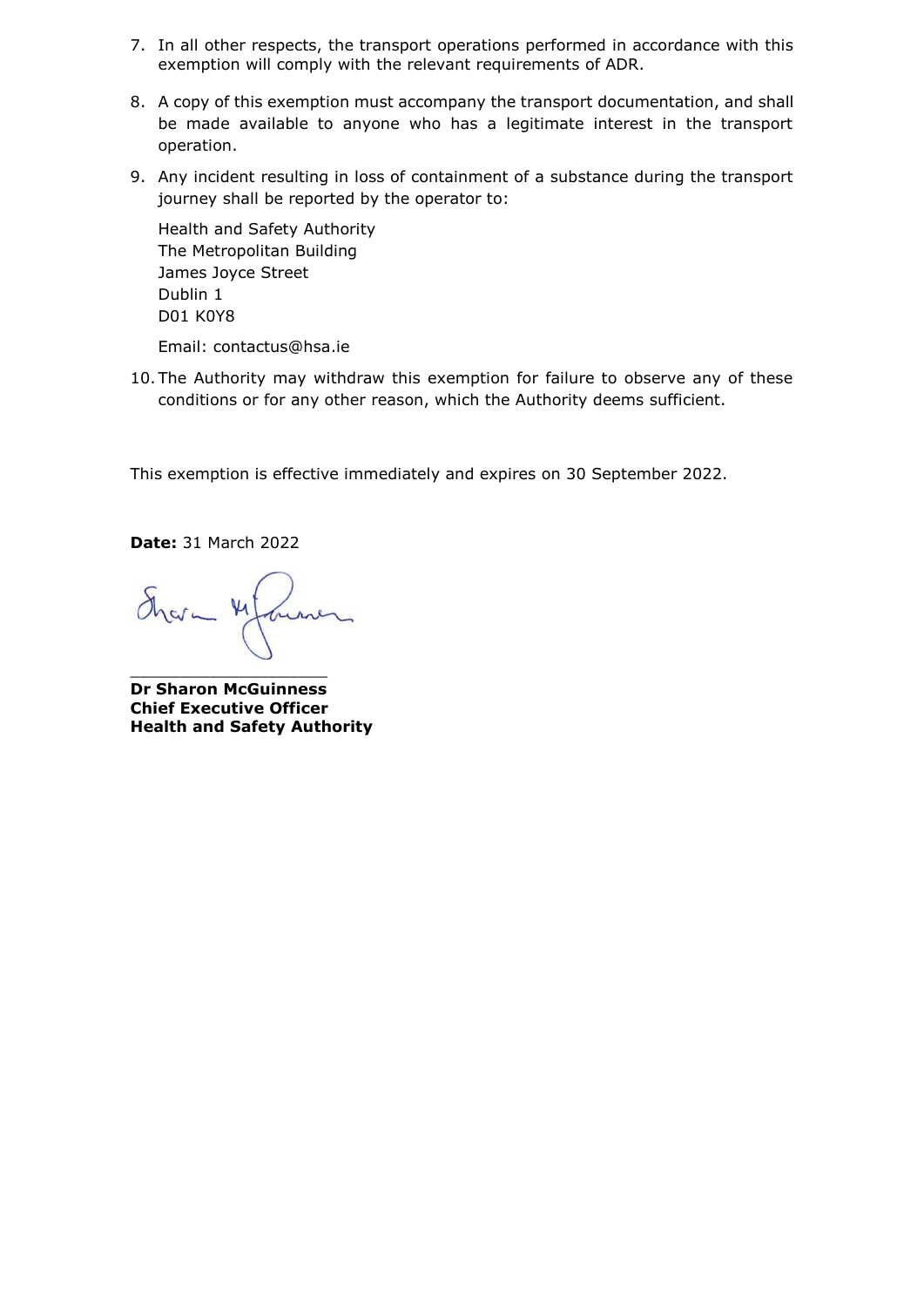7. In all other respects, the transport operations performed in accordance with this exemption will comply with the relevant requirements of ADR.

8. A copy of this exemption must accompany the transport documentation, and shall be made available to anyone who has a legitimate interest in the transport operation.

9. Any incident resulting in loss of containment of a substance during the transport journey shall be reported by the operator to:

   Health and Safety Authority
   The Metropolitan Building
   James Joyce Street
   Dublin 1
   D01 K0Y8

   Email: contactus@hsa.ie

10. The Authority may withdraw this exemption for failure to observe any of these conditions or for any other reason, which the Authority deems sufficient.

This exemption is effective immediately and expires on 30 September 2022.

**Date:** 31 March 2022

____________________

**Dr Sharon McGuinness**
**Chief Executive Officer**
**Health and Safety Authority**